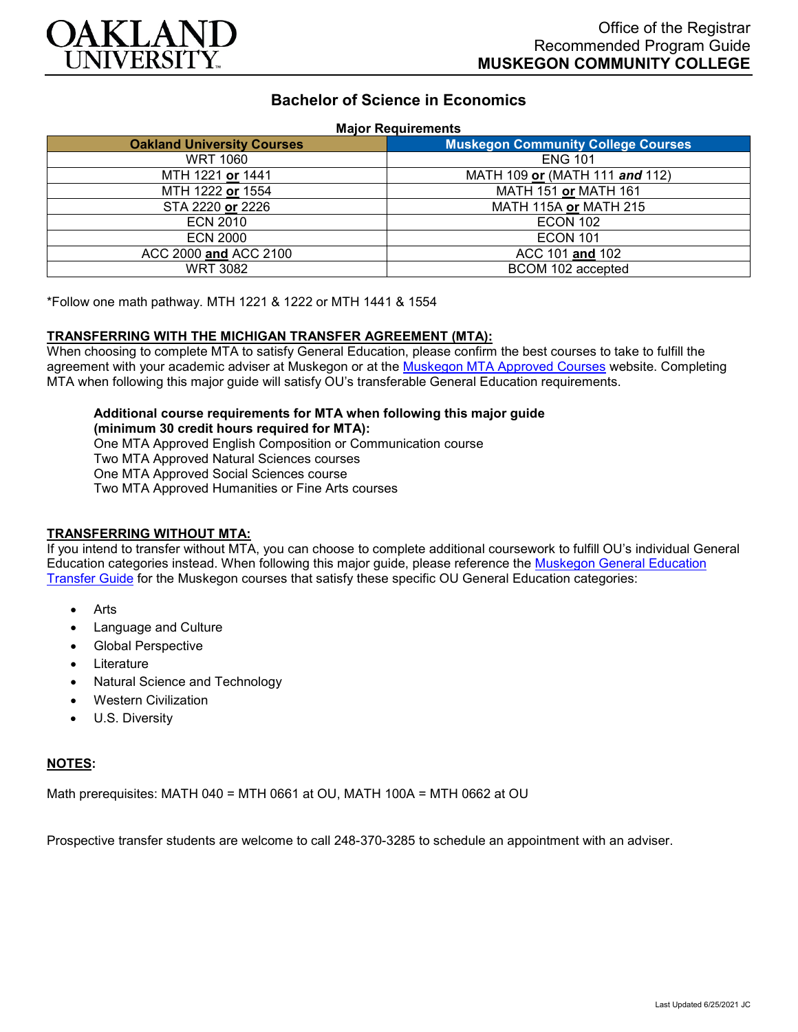Office of the Registrar
Recommended Program Guide
**MUSKEGON COMMUNITY COLLEGE**

# Bachelor of Science in Economics

**Major Requirements**

| Oakland University Courses | Muskegon Community College Courses |
|---|---|
| WRT 1060 | ENG 101 |
| MTH 1221 **or** 1441 | MATH 109 **or** (MATH 111 ***and*** 112) |
| MTH 1222 **or** 1554 | MATH 151 **or** MATH 161 |
| STA 2220 **or** 2226 | MATH 115A **or** MATH 215 |
| ECN 2010 | ECON 102 |
| ECN 2000 | ECON 101 |
| ACC 2000 **and** ACC 2100 | ACC 101 **and** 102 |
| WRT 3082 | BCOM 102 accepted |

*Follow one math pathway. MTH 1221 & 1222 or MTH 1441 & 1554

**TRANSFERRING WITH THE MICHIGAN TRANSFER AGREEMENT (MTA):**

When choosing to complete MTA to satisfy General Education, please confirm the best courses to take to fulfill the agreement with your academic adviser at Muskegon or at the Muskegon MTA Approved Courses website. Completing MTA when following this major guide will satisfy OU's transferable General Education requirements.

**Additional course requirements for MTA when following this major guide (minimum 30 credit hours required for MTA):**
One MTA Approved English Composition or Communication course
Two MTA Approved Natural Sciences courses
One MTA Approved Social Sciences course
Two MTA Approved Humanities or Fine Arts courses

**TRANSFERRING WITHOUT MTA:**

If you intend to transfer without MTA, you can choose to complete additional coursework to fulfill OU's individual General Education categories instead. When following this major guide, please reference the Muskegon General Education Transfer Guide for the Muskegon courses that satisfy these specific OU General Education categories:

- Arts
- Language and Culture
- Global Perspective
- Literature
- Natural Science and Technology
- Western Civilization
- U.S. Diversity

**NOTES:**

Math prerequisites: MATH 040 = MTH 0661 at OU, MATH 100A = MTH 0662 at OU

Prospective transfer students are welcome to call 248-370-3285 to schedule an appointment with an adviser.

Last Updated 6/25/2021 JC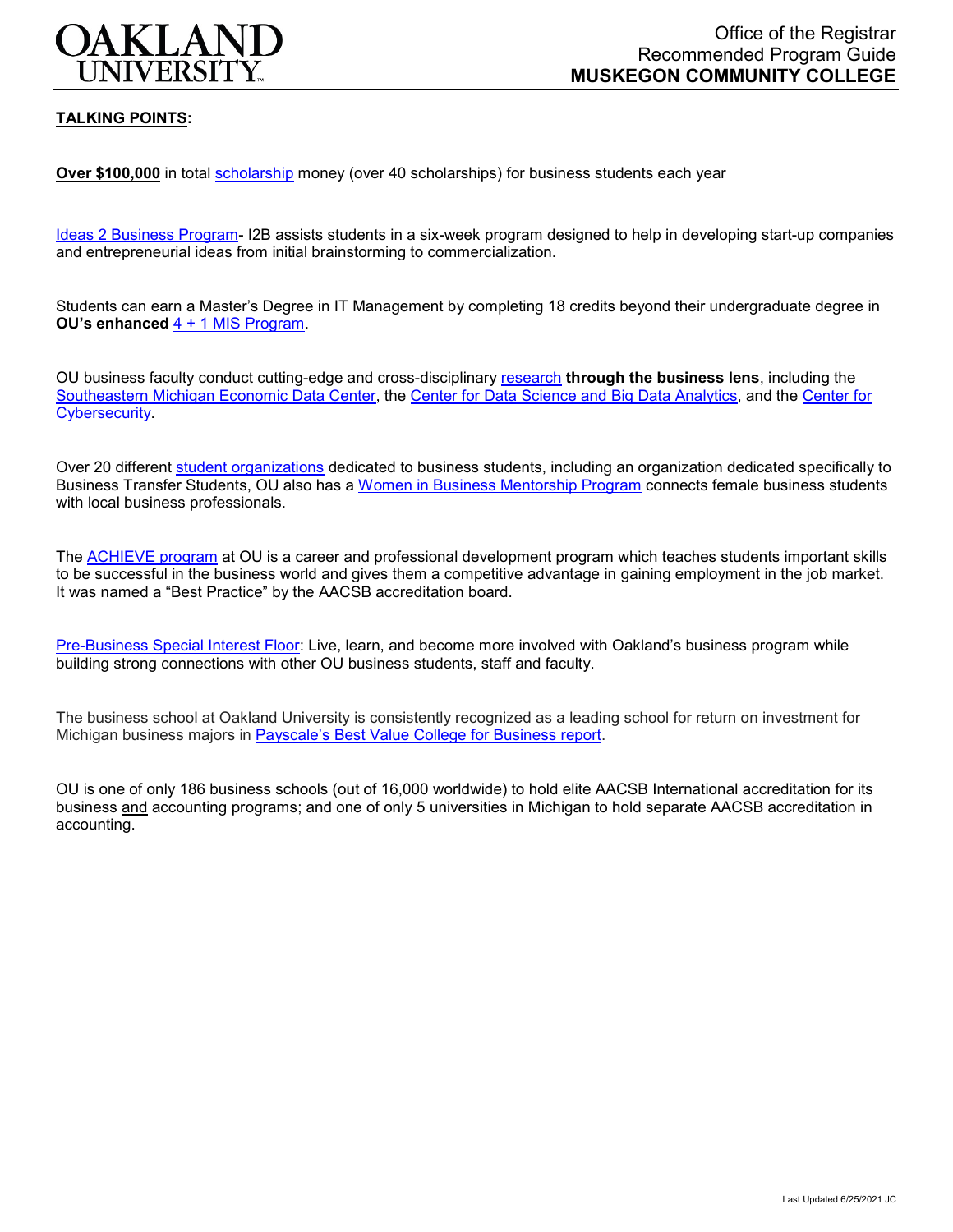**TALKING POINTS:**

**Over $100,000** in total scholarship money (over 40 scholarships) for business students each year

Ideas 2 Business Program- I2B assists students in a six-week program designed to help in developing start-up companies and entrepreneurial ideas from initial brainstorming to commercialization.

Students can earn a Master's Degree in IT Management by completing 18 credits beyond their undergraduate degree in **OU's enhanced** 4 + 1 MIS Program.

OU business faculty conduct cutting-edge and cross-disciplinary research **through the business lens**, including the Southeastern Michigan Economic Data Center, the Center for Data Science and Big Data Analytics, and the Center for Cybersecurity.

Over 20 different student organizations dedicated to business students, including an organization dedicated specifically to Business Transfer Students, OU also has a Women in Business Mentorship Program connects female business students with local business professionals.

The ACHIEVE program at OU is a career and professional development program which teaches students important skills to be successful in the business world and gives them a competitive advantage in gaining employment in the job market. It was named a "Best Practice" by the AACSB accreditation board.

Pre-Business Special Interest Floor: Live, learn, and become more involved with Oakland's business program while building strong connections with other OU business students, staff and faculty.

The business school at Oakland University is consistently recognized as a leading school for return on investment for Michigan business majors in Payscale's Best Value College for Business report.

OU is one of only 186 business schools (out of 16,000 worldwide) to hold elite AACSB International accreditation for its business and accounting programs; and one of only 5 universities in Michigan to hold separate AACSB accreditation in accounting.

Last Updated 6/25/2021 JC